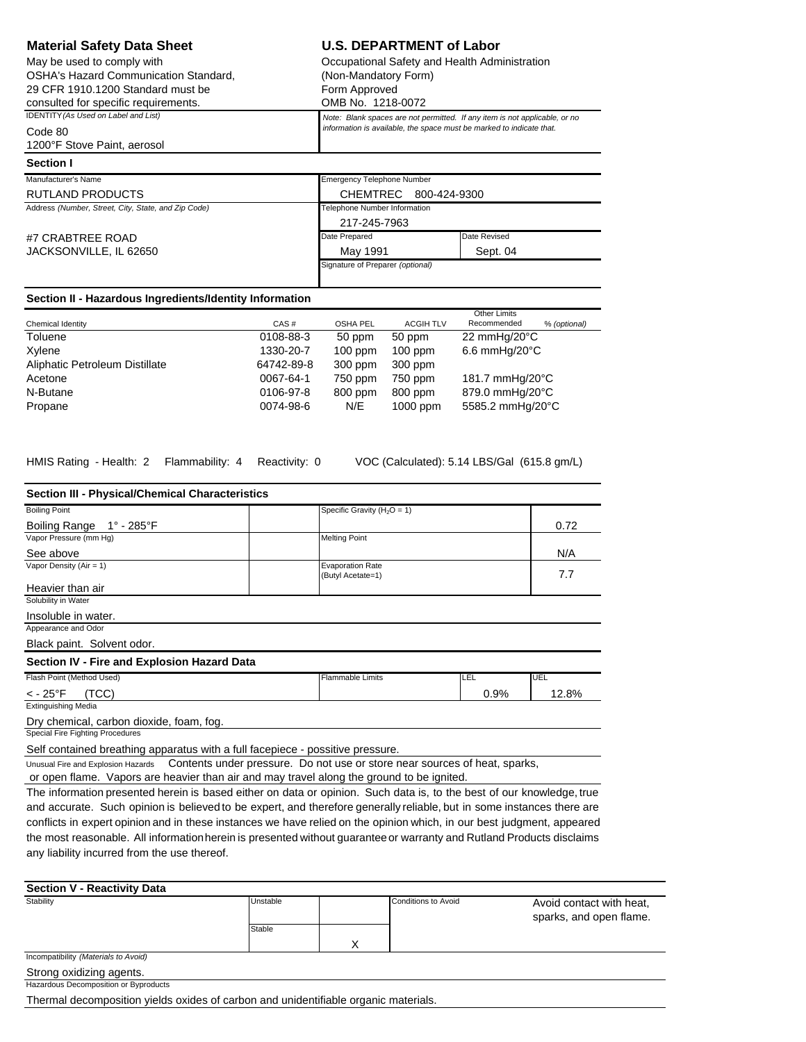# Material Safety Data Sheet

May be used to comply with OSHA's Hazard Communication Standard, 29 CFR 1910.1200 Standard must be consulted for specific requirements.

## U.S. DEPARTMENT of Labor

Occupational Safety and Health Administration
(Non-Mandatory Form)
Form Approved
OMB No. 1218-0072

IDENTITY *(As Used on Label and List)*

Code 80
1200°F Stove Paint, aerosol

*Note: Blank spaces are not permitted. If any item is not applicable, or no information is available, the space must be marked to indicate that.*

## Section I

| Manufacturer's Name | Emergency Telephone Number | |
|---|---|---|
| RUTLAND PRODUCTS | CHEMTREC 800-424-9300 | |
| Address *(Number, Street, City, State, and Zip Code)* | Telephone Number Information | |
| #7 CRABTREE ROAD<br>JACKSONVILLE, IL 62650 | 217-245-7963 | |
| | Date Prepared | Date Revised |
| | May 1991 | Sept. 04 |
| | Signature of Preparer *(optional)* | |

## Section II - Hazardous Ingredients/Identity Information

| Chemical Identity | CAS # | OSHA PEL | ACGIH TLV | Other Limits Recommended | % *(optional)* |
|---|---|---|---|---|---|
| Toluene | 0108-88-3 | 50 ppm | 50 ppm | 22 mmHg/20°C | |
| Xylene | 1330-20-7 | 100 ppm | 100 ppm | 6.6 mmHg/20°C | |
| Aliphatic Petroleum Distillate | 64742-89-8 | 300 ppm | 300 ppm | | |
| Acetone | 0067-64-1 | 750 ppm | 750 ppm | 181.7 mmHg/20°C | |
| N-Butane | 0106-97-8 | 800 ppm | 800 ppm | 879.0 mmHg/20°C | |
| Propane | 0074-98-6 | N/E | 1000 ppm | 5585.2 mmHg/20°C | |

HMIS Rating - Health: 2 Flammability: 4 Reactivity: 0 VOC (Calculated): 5.14 LBS/Gal (615.8 gm/L)

## Section III - Physical/Chemical Characteristics

| Boiling Point | | Specific Gravity ($H_2O$ = 1) | |
|---|---|---|---|
| Boiling Range 1° - 285°F | | | 0.72 |
| Vapor Pressure (mm Hg) | | Melting Point | |
| See above | | | N/A |
| Vapor Density (Air = 1) | | Evaporation Rate (Butyl Acetate=1) | |
| Heavier than air | | | 7.7 |

Solubility in Water

Insoluble in water.

Appearance and Odor

Black paint. Solvent odor.

## Section IV - Fire and Explosion Hazard Data

| Flash Point (Method Used) | Flammable Limits | LEL | UEL |
|---|---|---|---|
| < - 25°F (TCC) | | 0.9% | 12.8% |

Extinguishing Media

Dry chemical, carbon dioxide, foam, fog.

Special Fire Fighting Procedures

Self contained breathing apparatus with a full facepiece - possitive pressure.

Unusual Fire and Explosion Hazards Contents under pressure. Do not use or store near sources of heat, sparks, or open flame. Vapors are heavier than air and may travel along the ground to be ignited.

The information presented herein is based either on data or opinion. Such data is, to the best of our knowledge, true and accurate. Such opinion is believed to be expert, and therefore generally reliable, but in some instances there are conflicts in expert opinion and in these instances we have relied on the opinion which, in our best judgment, appeared the most reasonable. All information herein is presented without guarantee or warranty and Rutland Products disclaims any liability incurred from the use thereof.

## Section V - Reactivity Data

| Stability | | | Conditions to Avoid | |
|---|---|---|---|---|
| | Unstable | | | Avoid contact with heat, sparks, and open flame. |
| | Stable | X | | |

Incompatibility *(Materials to Avoid)*

Strong oxidizing agents.

Hazardous Decomposition or Byproducts

Thermal decomposition yields oxides of carbon and unidentifiable organic materials.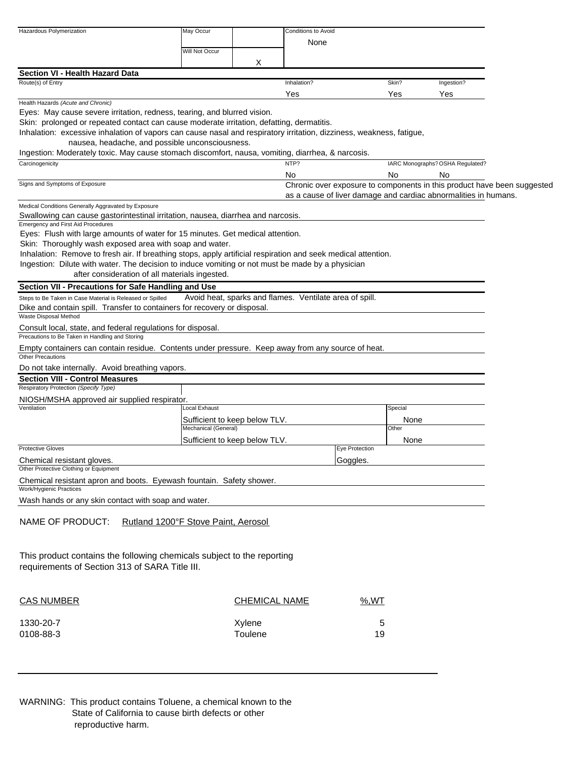| Hazardous Polymerization | May Occur | | Conditions to Avoid |
|---|---|---|---|
| | | | None |
| | Will Not Occur | X | |

## Section VI - Health Hazard Data

| Route(s) of Entry | Inhalation? | Skin? | Ingestion? |
|---|---|---|---|
| | Yes | Yes | Yes |

Health Hazards *(Acute and Chronic)*

Eyes: May cause severe irritation, redness, tearing, and blurred vision.
Skin: prolonged or repeated contact can cause moderate irritation, defatting, dermatitis.
Inhalation: excessive inhalation of vapors can cause nasal and respiratory irritation, dizziness, weakness, fatigue, nausea, headache, and possible unconsciousness.
Ingestion: Moderately toxic. May cause stomach discomfort, nausa, vomiting, diarrhea, & narcosis.

| Carcinogenicity | NTP? | IARC Monographs? | OSHA Regulated? |
|---|---|---|---|
| | No | No | No |

Signs and Symptoms of Exposure

Chronic over exposure to components in this product have been suggested as a cause of liver damage and cardiac abnormalities in humans.

Medical Conditions Generally Aggravated by Exposure

Swallowing can cause gastorintestinal irritation, nausea, diarrhea and narcosis.

Emergency and First Aid Procedures

Eyes: Flush with large amounts of water for 15 minutes. Get medical attention.
Skin: Thoroughly wash exposed area with soap and water.
Inhalation: Remove to fresh air. If breathing stops, apply artificial respiration and seek medical attention.
Ingestion: Dilute with water. The decision to induce vomiting or not must be made by a physician after consideration of all materials ingested.

## Section VII - Precautions for Safe Handling and Use

Steps to Be Taken in Case Material is Released or Spilled

Avoid heat, sparks and flames. Ventilate area of spill.
Dike and contain spill. Transfer to containers for recovery or disposal.

Waste Disposal Method

Consult local, state, and federal regulations for disposal.

Precautions to Be Taken in Handling and Storing

Empty containers can contain residue. Contents under pressure. Keep away from any source of heat.

Other Precautions

Do not take internally. Avoid breathing vapors.

## Section VIII - Control Measures

Respiratory Protection *(Specify Type)*

NIOSH/MSHA approved air supplied respirator.

| Ventilation | | |
|---|---|---|
| | Local Exhaust | Special |
| | Sufficient to keep below TLV. | None |
| | Mechanical (General) | Other |
| | Sufficient to keep below TLV. | None |

| Protective Gloves | Eye Protection |
|---|---|
| Chemical resistant gloves. | Goggles. |

Other Protective Clothing or Equipment

Chemical resistant apron and boots. Eyewash fountain. Safety shower.

Work/Hygienic Practices

Wash hands or any skin contact with soap and water.

NAME OF PRODUCT: Rutland 1200°F Stove Paint, Aerosol

This product contains the following chemicals subject to the reporting requirements of Section 313 of SARA Title III.

| CAS NUMBER | CHEMICAL NAME | %,WT |
|---|---|---|
| 1330-20-7 | Xylene | 5 |
| 0108-88-3 | Toulene | 19 |

WARNING: This product contains Toluene, a chemical known to the State of California to cause birth defects or other reproductive harm.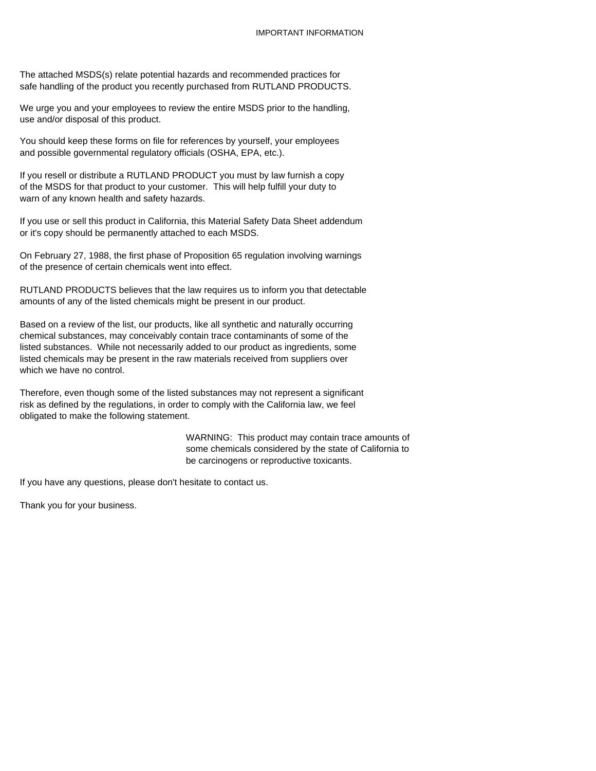# IMPORTANT INFORMATION

The attached MSDS(s) relate potential hazards and recommended practices for safe handling of the product you recently purchased from RUTLAND PRODUCTS.

We urge you and your employees to review the entire MSDS prior to the handling, use and/or disposal of this product.

You should keep these forms on file for references by yourself, your employees and possible governmental regulatory officials (OSHA, EPA, etc.).

If you resell or distribute a RUTLAND PRODUCT you must by law furnish a copy of the MSDS for that product to your customer. This will help fulfill your duty to warn of any known health and safety hazards.

If you use or sell this product in California, this Material Safety Data Sheet addendum or it's copy should be permanently attached to each MSDS.

On February 27, 1988, the first phase of Proposition 65 regulation involving warnings of the presence of certain chemicals went into effect.

RUTLAND PRODUCTS believes that the law requires us to inform you that detectable amounts of any of the listed chemicals might be present in our product.

Based on a review of the list, our products, like all synthetic and naturally occurring chemical substances, may conceivably contain trace contaminants of some of the listed substances. While not necessarily added to our product as ingredients, some listed chemicals may be present in the raw materials received from suppliers over which we have no control.

Therefore, even though some of the listed substances may not represent a significant risk as defined by the regulations, in order to comply with the California law, we feel obligated to make the following statement.

> WARNING: This product may contain trace amounts of some chemicals considered by the state of California to be carcinogens or reproductive toxicants.

If you have any questions, please don't hesitate to contact us.

Thank you for your business.